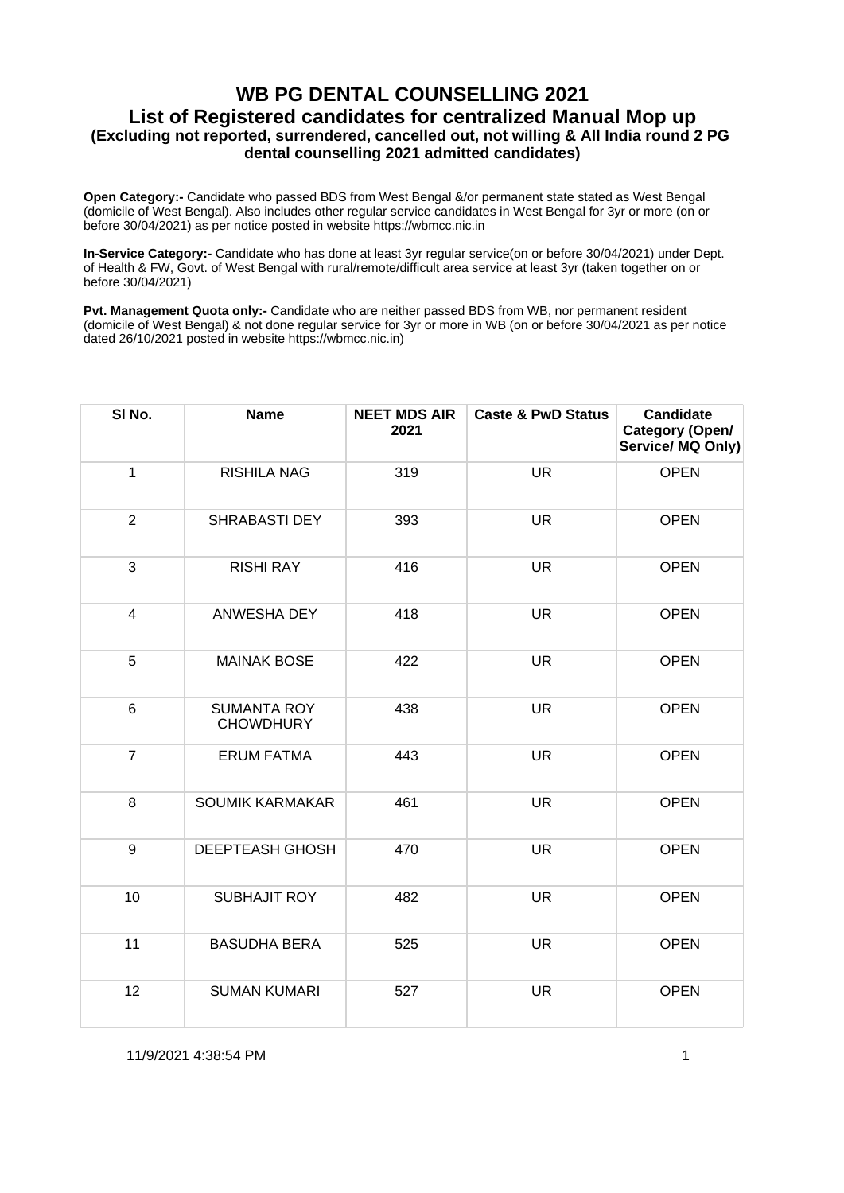# WB PG DENTAL COUNSELLING 2021

## List of Registered candidates for centralized Manual Mop up

### (Excluding not reported, surrendered, cancelled out, not willing & All India round 2 PG dental counselling 2021 admitted candidates)

**Open Category:-** Candidate who passed BDS from West Bengal &/or permanent state stated as West Bengal (domicile of West Bengal). Also includes other regular service candidates in West Bengal for 3yr or more (on or before 30/04/2021) as per notice posted in website https://wbmcc.nic.in

**In-Service Category:-** Candidate who has done at least 3yr regular service(on or before 30/04/2021) under Dept. of Health & FW, Govt. of West Bengal with rural/remote/difficult area service at least 3yr (taken together on or before 30/04/2021)

**Pvt. Management Quota only:-** Candidate who are neither passed BDS from WB, nor permanent resident (domicile of West Bengal) & not done regular service for 3yr or more in WB (on or before 30/04/2021 as per notice dated 26/10/2021 posted in website https://wbmcc.nic.in)

| Sl No. | Name | NEET MDS AIR 2021 | Caste & PwD Status | Candidate Category (Open/ Service/ MQ Only) |
|---|---|---|---|---|
| 1 | RISHILA NAG | 319 | UR | OPEN |
| 2 | SHRABASTI DEY | 393 | UR | OPEN |
| 3 | RISHI RAY | 416 | UR | OPEN |
| 4 | ANWESHA DEY | 418 | UR | OPEN |
| 5 | MAINAK BOSE | 422 | UR | OPEN |
| 6 | SUMANTA ROY CHOWDHURY | 438 | UR | OPEN |
| 7 | ERUM FATMA | 443 | UR | OPEN |
| 8 | SOUMIK KARMAKAR | 461 | UR | OPEN |
| 9 | DEEPTEASH GHOSH | 470 | UR | OPEN |
| 10 | SUBHAJIT ROY | 482 | UR | OPEN |
| 11 | BASUDHA BERA | 525 | UR | OPEN |
| 12 | SUMAN KUMARI | 527 | UR | OPEN |

11/9/2021 4:38:54 PM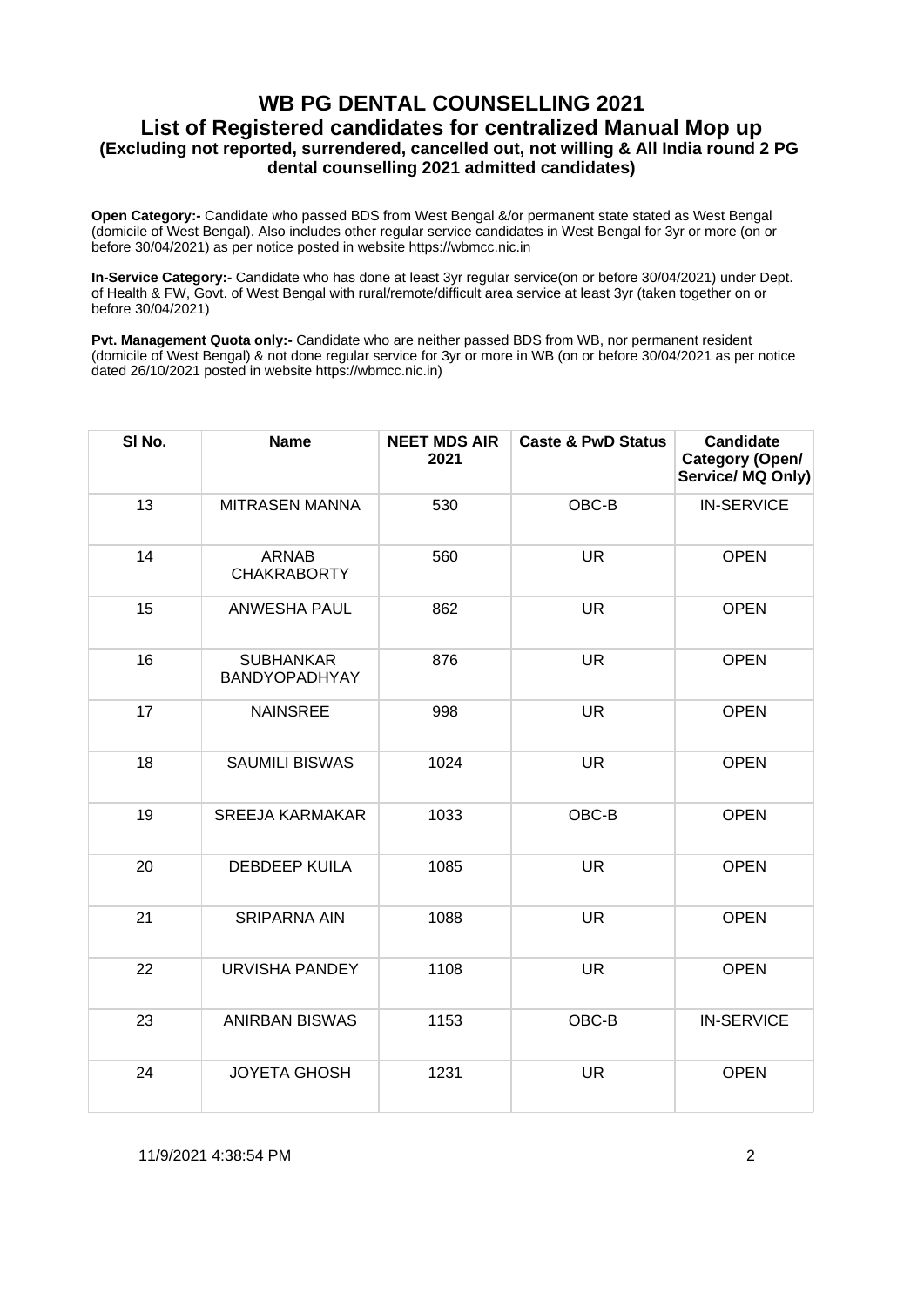# WB PG DENTAL COUNSELLING 2021

## List of Registered candidates for centralized Manual Mop up

### (Excluding not reported, surrendered, cancelled out, not willing & All India round 2 PG dental counselling 2021 admitted candidates)

**Open Category:-** Candidate who passed BDS from West Bengal &/or permanent state stated as West Bengal (domicile of West Bengal). Also includes other regular service candidates in West Bengal for 3yr or more (on or before 30/04/2021) as per notice posted in website https://wbmcc.nic.in

**In-Service Category:-** Candidate who has done at least 3yr regular service(on or before 30/04/2021) under Dept. of Health & FW, Govt. of West Bengal with rural/remote/difficult area service at least 3yr (taken together on or before 30/04/2021)

**Pvt. Management Quota only:-** Candidate who are neither passed BDS from WB, nor permanent resident (domicile of West Bengal) & not done regular service for 3yr or more in WB (on or before 30/04/2021 as per notice dated 26/10/2021 posted in website https://wbmcc.nic.in)

| Sl No. | Name | NEET MDS AIR 2021 | Caste & PwD Status | Candidate Category (Open/ Service/ MQ Only) |
|---|---|---|---|---|
| 13 | MITRASEN MANNA | 530 | OBC-B | IN-SERVICE |
| 14 | ARNAB CHAKRABORTY | 560 | UR | OPEN |
| 15 | ANWESHA PAUL | 862 | UR | OPEN |
| 16 | SUBHANKAR BANDYOPADHYAY | 876 | UR | OPEN |
| 17 | NAINSREE | 998 | UR | OPEN |
| 18 | SAUMILI BISWAS | 1024 | UR | OPEN |
| 19 | SREEJA KARMAKAR | 1033 | OBC-B | OPEN |
| 20 | DEBDEEP KUILA | 1085 | UR | OPEN |
| 21 | SRIPARNA AIN | 1088 | UR | OPEN |
| 22 | URVISHA PANDEY | 1108 | UR | OPEN |
| 23 | ANIRBAN BISWAS | 1153 | OBC-B | IN-SERVICE |
| 24 | JOYETA GHOSH | 1231 | UR | OPEN |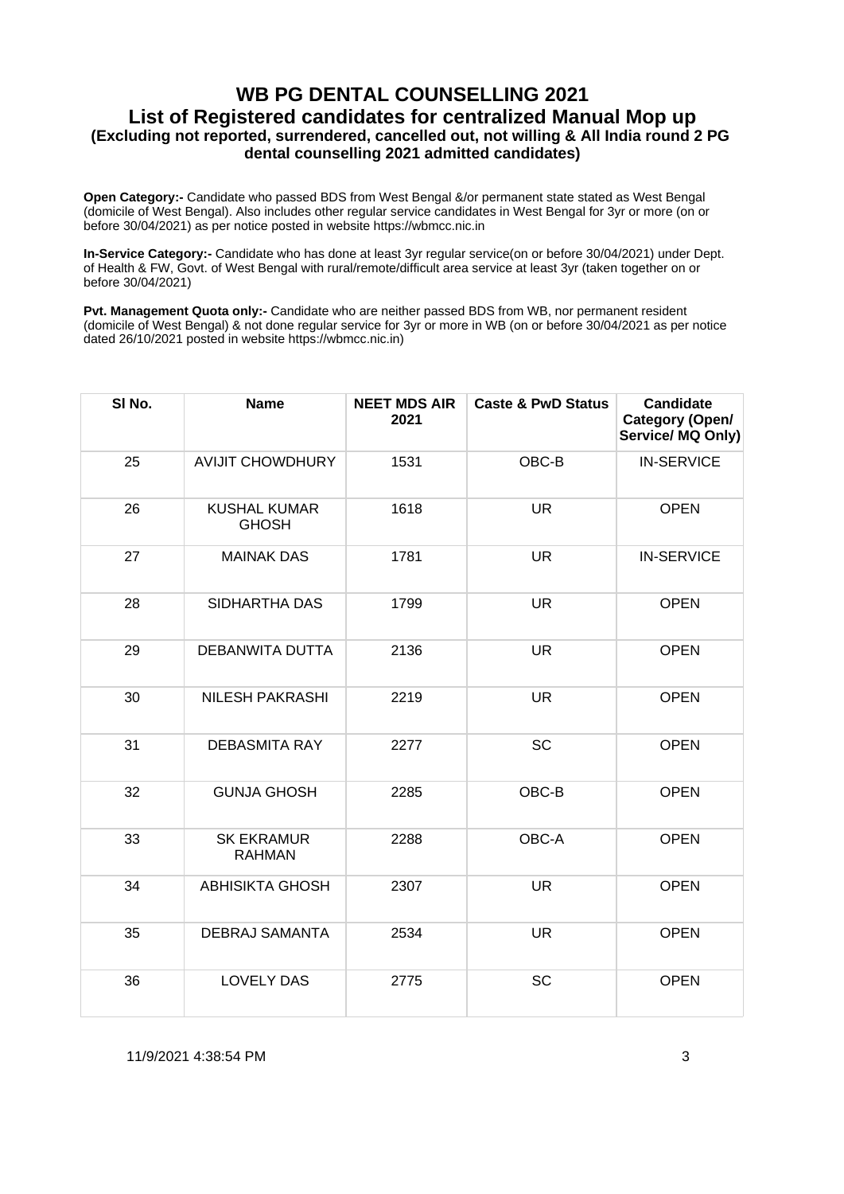# WB PG DENTAL COUNSELLING 2021

## List of Registered candidates for centralized Manual Mop up

### (Excluding not reported, surrendered, cancelled out, not willing & All India round 2 PG dental counselling 2021 admitted candidates)

**Open Category:-** Candidate who passed BDS from West Bengal &/or permanent state stated as West Bengal (domicile of West Bengal). Also includes other regular service candidates in West Bengal for 3yr or more (on or before 30/04/2021) as per notice posted in website https://wbmcc.nic.in

**In-Service Category:-** Candidate who has done at least 3yr regular service(on or before 30/04/2021) under Dept. of Health & FW, Govt. of West Bengal with rural/remote/difficult area service at least 3yr (taken together on or before 30/04/2021)

**Pvt. Management Quota only:-** Candidate who are neither passed BDS from WB, nor permanent resident (domicile of West Bengal) & not done regular service for 3yr or more in WB (on or before 30/04/2021 as per notice dated 26/10/2021 posted in website https://wbmcc.nic.in)

| Sl No. | Name | NEET MDS AIR 2021 | Caste & PwD Status | Candidate Category (Open/ Service/ MQ Only) |
|---|---|---|---|---|
| 25 | AVIJIT CHOWDHURY | 1531 | OBC-B | IN-SERVICE |
| 26 | KUSHAL KUMAR GHOSH | 1618 | UR | OPEN |
| 27 | MAINAK DAS | 1781 | UR | IN-SERVICE |
| 28 | SIDHARTHA DAS | 1799 | UR | OPEN |
| 29 | DEBANWITA DUTTA | 2136 | UR | OPEN |
| 30 | NILESH PAKRASHI | 2219 | UR | OPEN |
| 31 | DEBASMITA RAY | 2277 | SC | OPEN |
| 32 | GUNJA GHOSH | 2285 | OBC-B | OPEN |
| 33 | SK EKRAMUR RAHMAN | 2288 | OBC-A | OPEN |
| 34 | ABHISIKTA GHOSH | 2307 | UR | OPEN |
| 35 | DEBRAJ SAMANTA | 2534 | UR | OPEN |
| 36 | LOVELY DAS | 2775 | SC | OPEN |

11/9/2021 4:38:54 PM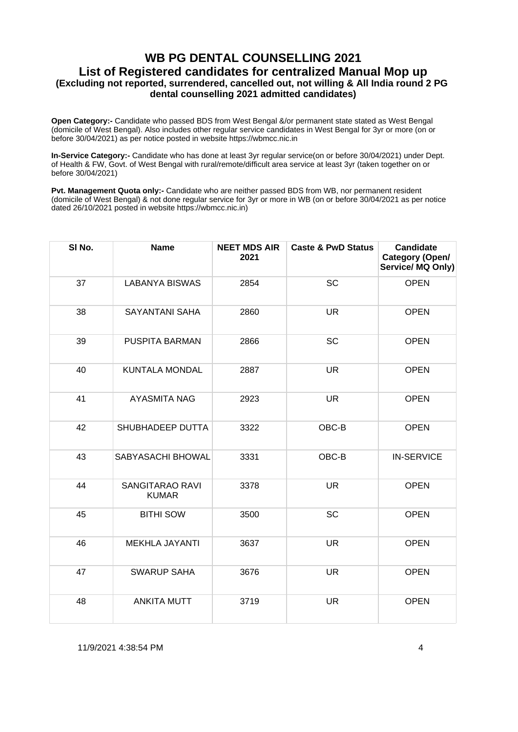# WB PG DENTAL COUNSELLING 2021

## List of Registered candidates for centralized Manual Mop up

### (Excluding not reported, surrendered, cancelled out, not willing & All India round 2 PG dental counselling 2021 admitted candidates)

**Open Category:-** Candidate who passed BDS from West Bengal &/or permanent state stated as West Bengal (domicile of West Bengal). Also includes other regular service candidates in West Bengal for 3yr or more (on or before 30/04/2021) as per notice posted in website https://wbmcc.nic.in

**In-Service Category:-** Candidate who has done at least 3yr regular service(on or before 30/04/2021) under Dept. of Health & FW, Govt. of West Bengal with rural/remote/difficult area service at least 3yr (taken together on or before 30/04/2021)

**Pvt. Management Quota only:-** Candidate who are neither passed BDS from WB, nor permanent resident (domicile of West Bengal) & not done regular service for 3yr or more in WB (on or before 30/04/2021 as per notice dated 26/10/2021 posted in website https://wbmcc.nic.in)

| Sl No. | Name | NEET MDS AIR 2021 | Caste & PwD Status | Candidate Category (Open/ Service/ MQ Only) |
|---|---|---|---|---|
| 37 | LABANYA BISWAS | 2854 | SC | OPEN |
| 38 | SAYANTANI SAHA | 2860 | UR | OPEN |
| 39 | PUSPITA BARMAN | 2866 | SC | OPEN |
| 40 | KUNTALA MONDAL | 2887 | UR | OPEN |
| 41 | AYASMITA NAG | 2923 | UR | OPEN |
| 42 | SHUBHADEEP DUTTA | 3322 | OBC-B | OPEN |
| 43 | SABYASACHI BHOWAL | 3331 | OBC-B | IN-SERVICE |
| 44 | SANGITARAO RAVI KUMAR | 3378 | UR | OPEN |
| 45 | BITHI SOW | 3500 | SC | OPEN |
| 46 | MEKHLA JAYANTI | 3637 | UR | OPEN |
| 47 | SWARUP SAHA | 3676 | UR | OPEN |
| 48 | ANKITA MUTT | 3719 | UR | OPEN |

11/9/2021 4:38:54 PM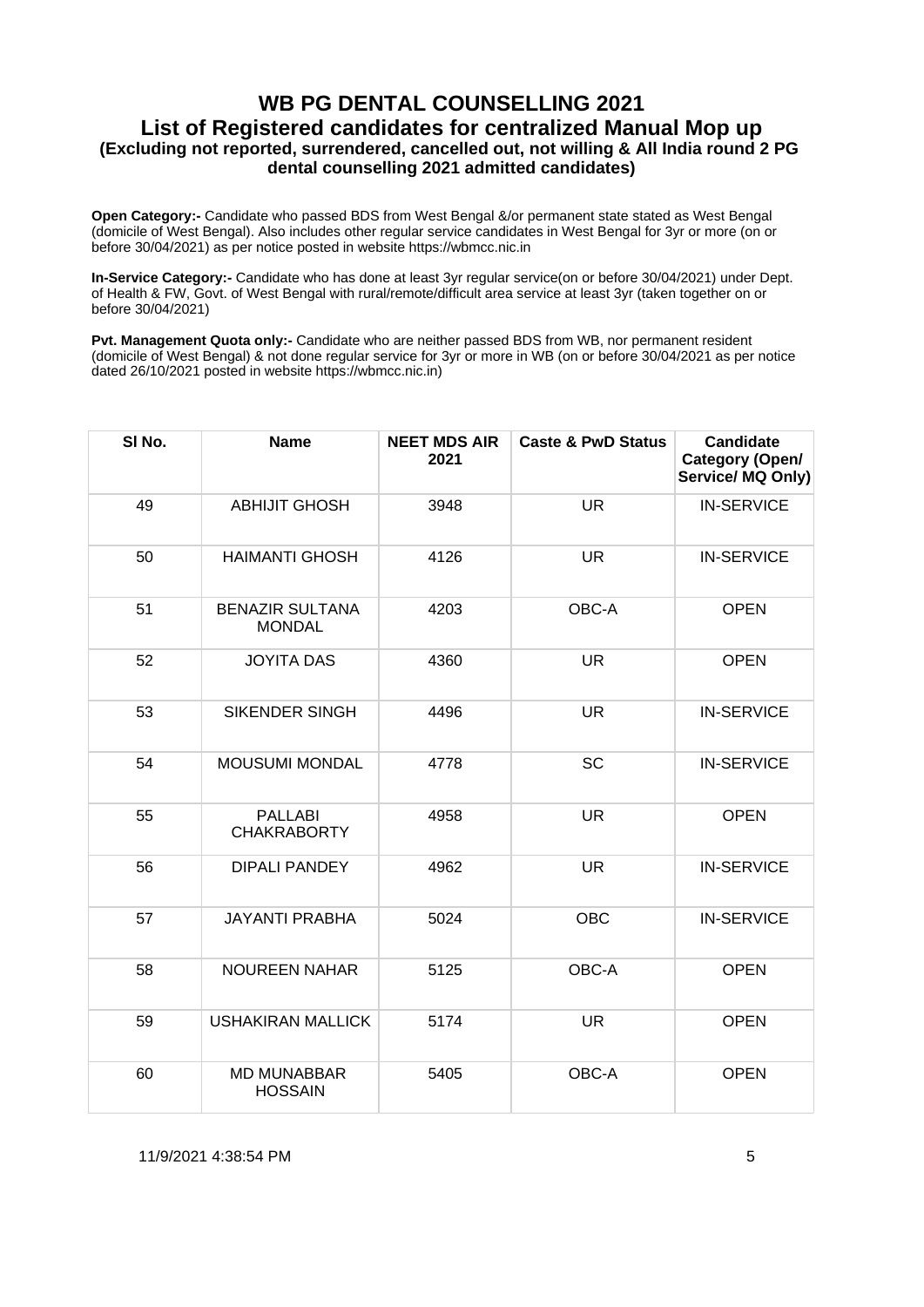# WB PG DENTAL COUNSELLING 2021

## List of Registered candidates for centralized Manual Mop up

### (Excluding not reported, surrendered, cancelled out, not willing & All India round 2 PG dental counselling 2021 admitted candidates)

**Open Category:-** Candidate who passed BDS from West Bengal &/or permanent state stated as West Bengal (domicile of West Bengal). Also includes other regular service candidates in West Bengal for 3yr or more (on or before 30/04/2021) as per notice posted in website https://wbmcc.nic.in

**In-Service Category:-** Candidate who has done at least 3yr regular service(on or before 30/04/2021) under Dept. of Health & FW, Govt. of West Bengal with rural/remote/difficult area service at least 3yr (taken together on or before 30/04/2021)

**Pvt. Management Quota only:-** Candidate who are neither passed BDS from WB, nor permanent resident (domicile of West Bengal) & not done regular service for 3yr or more in WB (on or before 30/04/2021 as per notice dated 26/10/2021 posted in website https://wbmcc.nic.in)

| Sl No. | Name | NEET MDS AIR 2021 | Caste & PwD Status | Candidate Category (Open/ Service/ MQ Only) |
|---|---|---|---|---|
| 49 | ABHIJIT GHOSH | 3948 | UR | IN-SERVICE |
| 50 | HAIMANTI GHOSH | 4126 | UR | IN-SERVICE |
| 51 | BENAZIR SULTANA MONDAL | 4203 | OBC-A | OPEN |
| 52 | JOYITA DAS | 4360 | UR | OPEN |
| 53 | SIKENDER SINGH | 4496 | UR | IN-SERVICE |
| 54 | MOUSUMI MONDAL | 4778 | SC | IN-SERVICE |
| 55 | PALLABI CHAKRABORTY | 4958 | UR | OPEN |
| 56 | DIPALI PANDEY | 4962 | UR | IN-SERVICE |
| 57 | JAYANTI PRABHA | 5024 | OBC | IN-SERVICE |
| 58 | NOUREEN NAHAR | 5125 | OBC-A | OPEN |
| 59 | USHAKIRAN MALLICK | 5174 | UR | OPEN |
| 60 | MD MUNABBAR HOSSAIN | 5405 | OBC-A | OPEN |

11/9/2021 4:38:54 PM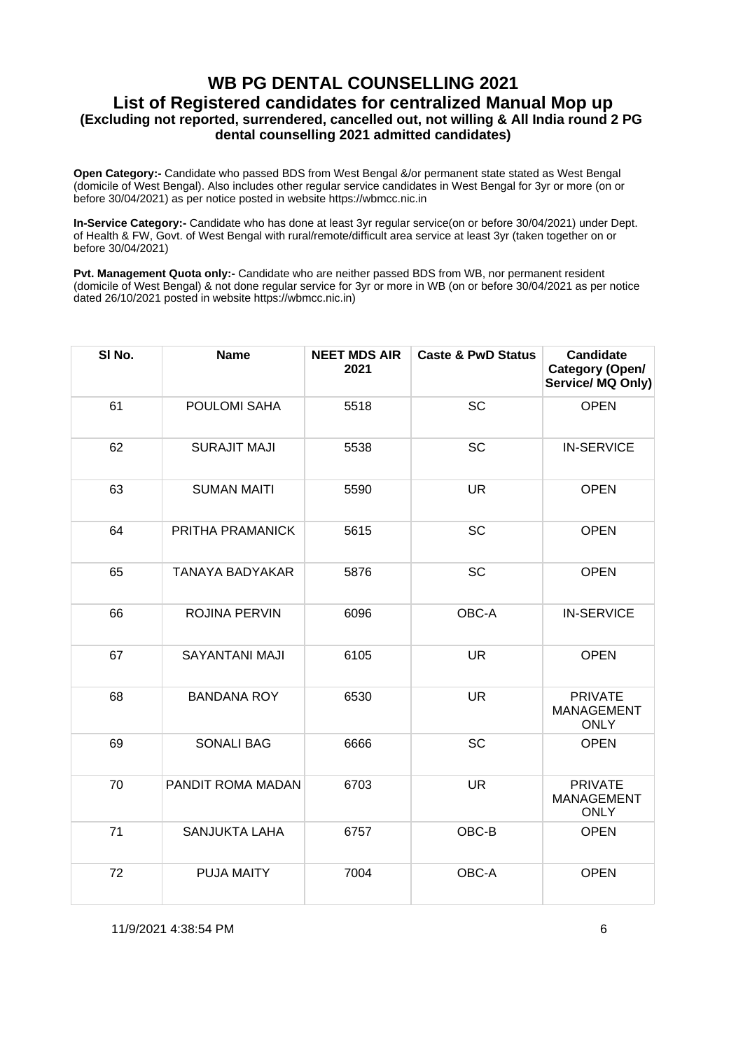# WB PG DENTAL COUNSELLING 2021

## List of Registered candidates for centralized Manual Mop up

### (Excluding not reported, surrendered, cancelled out, not willing & All India round 2 PG dental counselling 2021 admitted candidates)

**Open Category:-** Candidate who passed BDS from West Bengal &/or permanent state stated as West Bengal (domicile of West Bengal). Also includes other regular service candidates in West Bengal for 3yr or more (on or before 30/04/2021) as per notice posted in website https://wbmcc.nic.in

**In-Service Category:-** Candidate who has done at least 3yr regular service(on or before 30/04/2021) under Dept. of Health & FW, Govt. of West Bengal with rural/remote/difficult area service at least 3yr (taken together on or before 30/04/2021)

**Pvt. Management Quota only:-** Candidate who are neither passed BDS from WB, nor permanent resident (domicile of West Bengal) & not done regular service for 3yr or more in WB (on or before 30/04/2021 as per notice dated 26/10/2021 posted in website https://wbmcc.nic.in)

| Sl No. | Name | NEET MDS AIR 2021 | Caste & PwD Status | Candidate Category (Open/ Service/ MQ Only) |
|---|---|---|---|---|
| 61 | POULOMI SAHA | 5518 | SC | OPEN |
| 62 | SURAJIT MAJI | 5538 | SC | IN-SERVICE |
| 63 | SUMAN MAITI | 5590 | UR | OPEN |
| 64 | PRITHA PRAMANICK | 5615 | SC | OPEN |
| 65 | TANAYA BADYAKAR | 5876 | SC | OPEN |
| 66 | ROJINA PERVIN | 6096 | OBC-A | IN-SERVICE |
| 67 | SAYANTANI MAJI | 6105 | UR | OPEN |
| 68 | BANDANA ROY | 6530 | UR | PRIVATE MANAGEMENT ONLY |
| 69 | SONALI BAG | 6666 | SC | OPEN |
| 70 | PANDIT ROMA MADAN | 6703 | UR | PRIVATE MANAGEMENT ONLY |
| 71 | SANJUKTA LAHA | 6757 | OBC-B | OPEN |
| 72 | PUJA MAITY | 7004 | OBC-A | OPEN |

11/9/2021 4:38:54 PM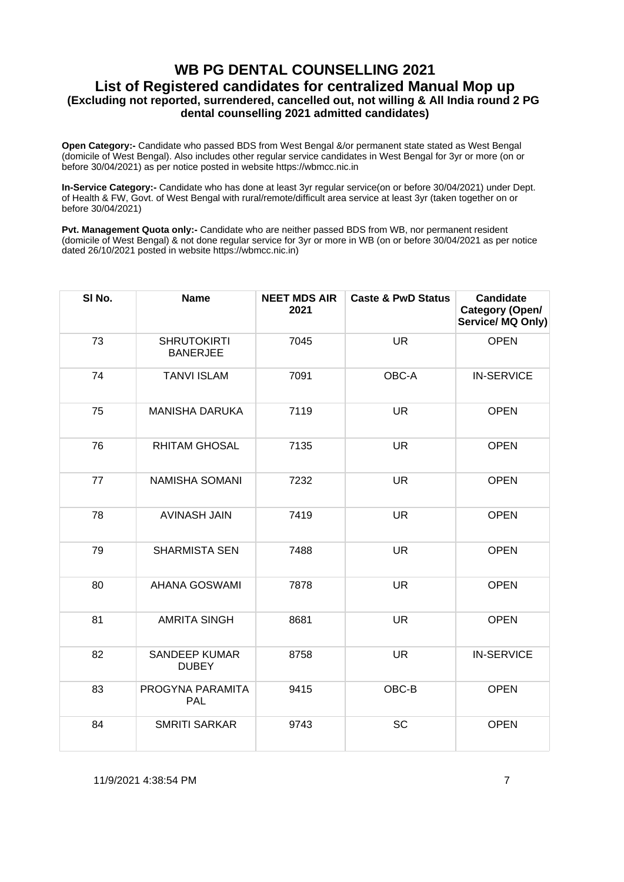# WB PG DENTAL COUNSELLING 2021

## List of Registered candidates for centralized Manual Mop up

### (Excluding not reported, surrendered, cancelled out, not willing & All India round 2 PG dental counselling 2021 admitted candidates)

**Open Category:-** Candidate who passed BDS from West Bengal &/or permanent state stated as West Bengal (domicile of West Bengal). Also includes other regular service candidates in West Bengal for 3yr or more (on or before 30/04/2021) as per notice posted in website https://wbmcc.nic.in

**In-Service Category:-** Candidate who has done at least 3yr regular service(on or before 30/04/2021) under Dept. of Health & FW, Govt. of West Bengal with rural/remote/difficult area service at least 3yr (taken together on or before 30/04/2021)

**Pvt. Management Quota only:-** Candidate who are neither passed BDS from WB, nor permanent resident (domicile of West Bengal) & not done regular service for 3yr or more in WB (on or before 30/04/2021 as per notice dated 26/10/2021 posted in website https://wbmcc.nic.in)

| Sl No. | Name | NEET MDS AIR 2021 | Caste & PwD Status | Candidate Category (Open/ Service/ MQ Only) |
|---|---|---|---|---|
| 73 | SHRUTOKIRTI BANERJEE | 7045 | UR | OPEN |
| 74 | TANVI ISLAM | 7091 | OBC-A | IN-SERVICE |
| 75 | MANISHA DARUKA | 7119 | UR | OPEN |
| 76 | RHITAM GHOSAL | 7135 | UR | OPEN |
| 77 | NAMISHA SOMANI | 7232 | UR | OPEN |
| 78 | AVINASH JAIN | 7419 | UR | OPEN |
| 79 | SHARMISTA SEN | 7488 | UR | OPEN |
| 80 | AHANA GOSWAMI | 7878 | UR | OPEN |
| 81 | AMRITA SINGH | 8681 | UR | OPEN |
| 82 | SANDEEP KUMAR DUBEY | 8758 | UR | IN-SERVICE |
| 83 | PROGYNA PARAMITA PAL | 9415 | OBC-B | OPEN |
| 84 | SMRITI SARKAR | 9743 | SC | OPEN |

11/9/2021 4:38:54 PM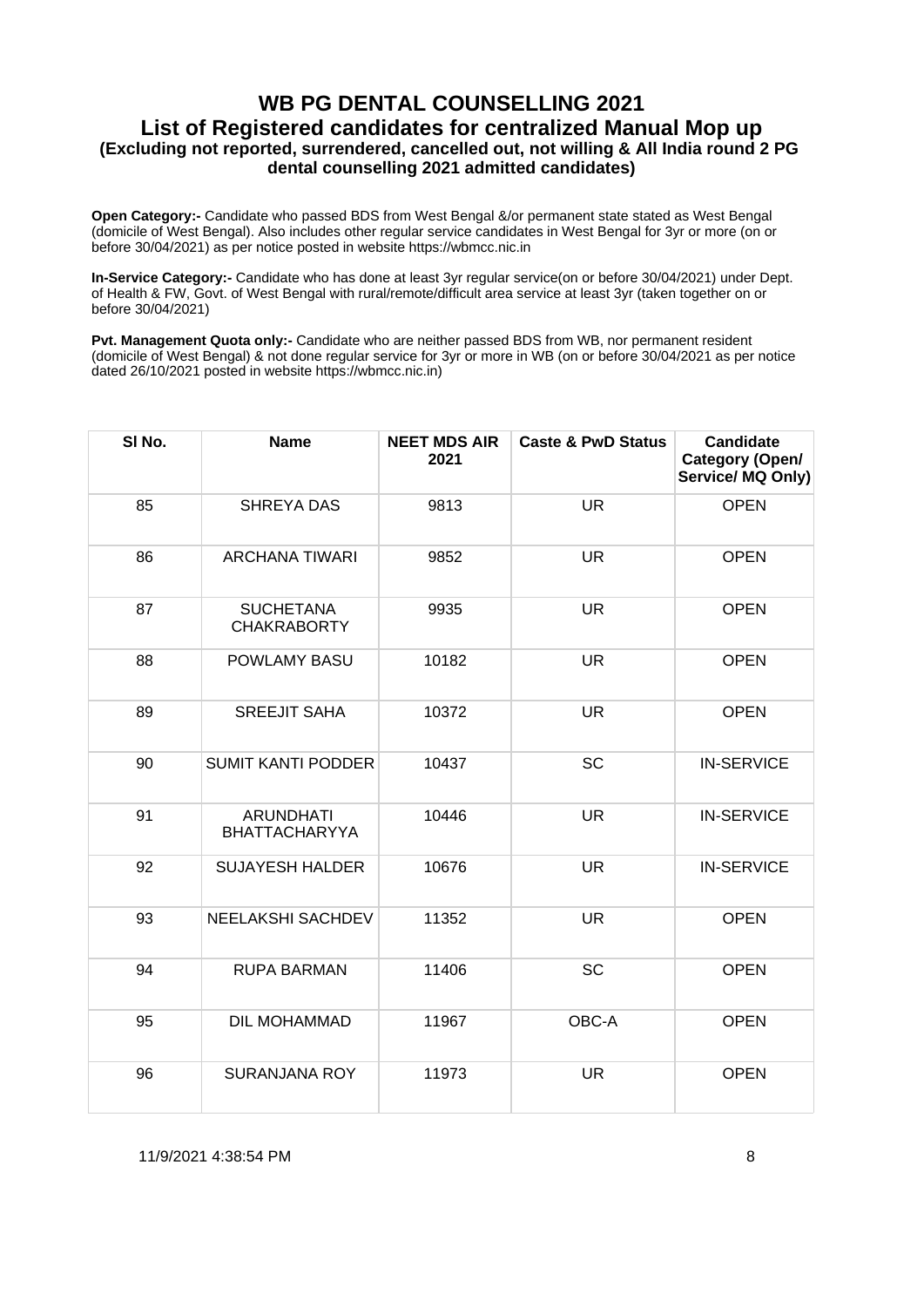# WB PG DENTAL COUNSELLING 2021

## List of Registered candidates for centralized Manual Mop up

### (Excluding not reported, surrendered, cancelled out, not willing & All India round 2 PG dental counselling 2021 admitted candidates)

**Open Category:-** Candidate who passed BDS from West Bengal &/or permanent state stated as West Bengal (domicile of West Bengal). Also includes other regular service candidates in West Bengal for 3yr or more (on or before 30/04/2021) as per notice posted in website https://wbmcc.nic.in

**In-Service Category:-** Candidate who has done at least 3yr regular service(on or before 30/04/2021) under Dept. of Health & FW, Govt. of West Bengal with rural/remote/difficult area service at least 3yr (taken together on or before 30/04/2021)

**Pvt. Management Quota only:-** Candidate who are neither passed BDS from WB, nor permanent resident (domicile of West Bengal) & not done regular service for 3yr or more in WB (on or before 30/04/2021 as per notice dated 26/10/2021 posted in website https://wbmcc.nic.in)

| Sl No. | Name | NEET MDS AIR 2021 | Caste & PwD Status | Candidate Category (Open/ Service/ MQ Only) |
|---|---|---|---|---|
| 85 | SHREYA DAS | 9813 | UR | OPEN |
| 86 | ARCHANA TIWARI | 9852 | UR | OPEN |
| 87 | SUCHETANA CHAKRABORTY | 9935 | UR | OPEN |
| 88 | POWLAMY BASU | 10182 | UR | OPEN |
| 89 | SREEJIT SAHA | 10372 | UR | OPEN |
| 90 | SUMIT KANTI PODDER | 10437 | SC | IN-SERVICE |
| 91 | ARUNDHATI BHATTACHARYYA | 10446 | UR | IN-SERVICE |
| 92 | SUJAYESH HALDER | 10676 | UR | IN-SERVICE |
| 93 | NEELAKSHI SACHDEV | 11352 | UR | OPEN |
| 94 | RUPA BARMAN | 11406 | SC | OPEN |
| 95 | DIL MOHAMMAD | 11967 | OBC-A | OPEN |
| 96 | SURANJANA ROY | 11973 | UR | OPEN |

11/9/2021 4:38:54 PM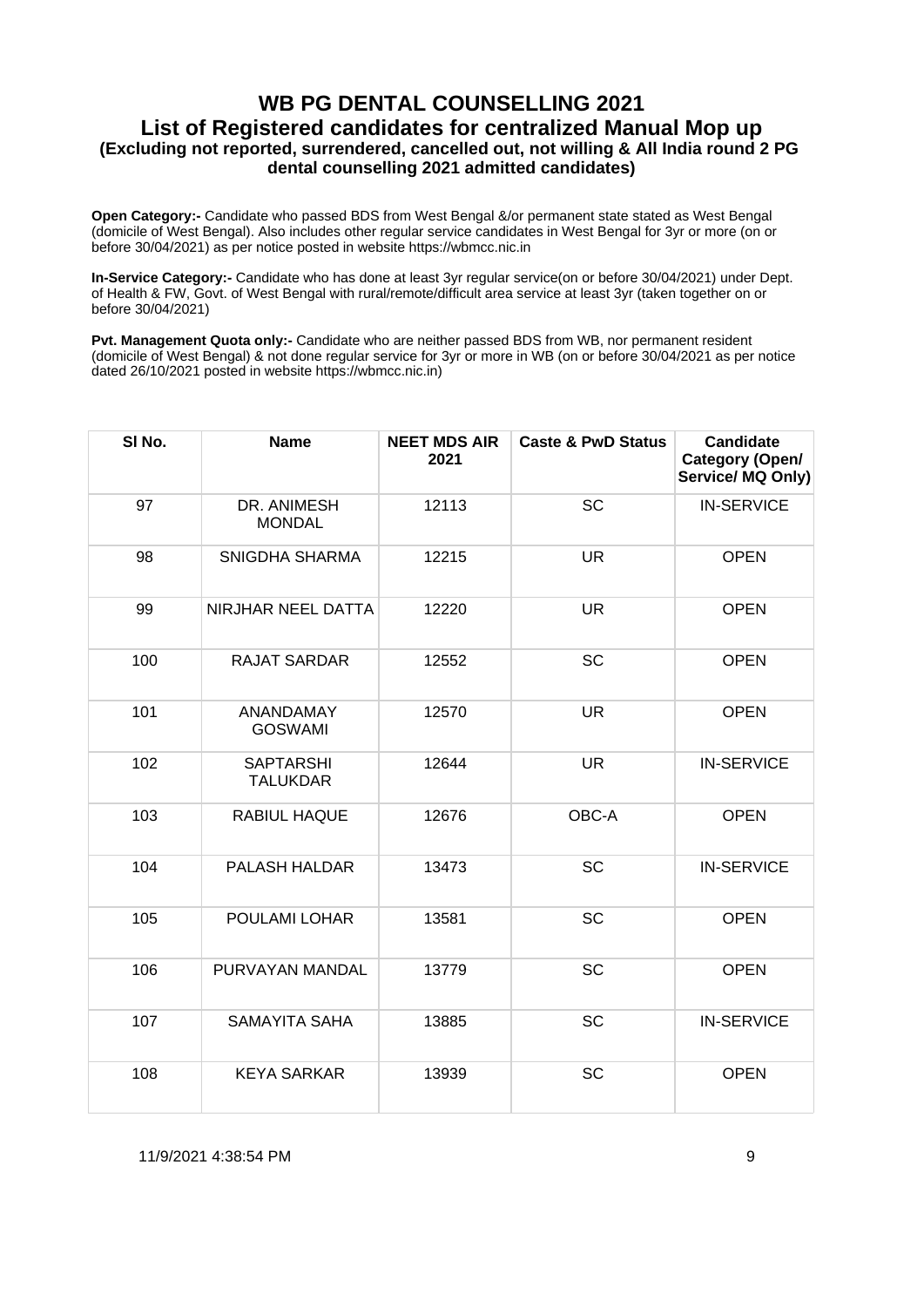# WB PG DENTAL COUNSELLING 2021

## List of Registered candidates for centralized Manual Mop up

### (Excluding not reported, surrendered, cancelled out, not willing & All India round 2 PG dental counselling 2021 admitted candidates)

**Open Category:-** Candidate who passed BDS from West Bengal &/or permanent state stated as West Bengal (domicile of West Bengal). Also includes other regular service candidates in West Bengal for 3yr or more (on or before 30/04/2021) as per notice posted in website https://wbmcc.nic.in

**In-Service Category:-** Candidate who has done at least 3yr regular service(on or before 30/04/2021) under Dept. of Health & FW, Govt. of West Bengal with rural/remote/difficult area service at least 3yr (taken together on or before 30/04/2021)

**Pvt. Management Quota only:-** Candidate who are neither passed BDS from WB, nor permanent resident (domicile of West Bengal) & not done regular service for 3yr or more in WB (on or before 30/04/2021 as per notice dated 26/10/2021 posted in website https://wbmcc.nic.in)

| Sl No. | Name | NEET MDS AIR 2021 | Caste & PwD Status | Candidate Category (Open/ Service/ MQ Only) |
|---|---|---|---|---|
| 97 | DR. ANIMESH MONDAL | 12113 | SC | IN-SERVICE |
| 98 | SNIGDHA SHARMA | 12215 | UR | OPEN |
| 99 | NIRJHAR NEEL DATTA | 12220 | UR | OPEN |
| 100 | RAJAT SARDAR | 12552 | SC | OPEN |
| 101 | ANANDAMAY GOSWAMI | 12570 | UR | OPEN |
| 102 | SAPTARSHI TALUKDAR | 12644 | UR | IN-SERVICE |
| 103 | RABIUL HAQUE | 12676 | OBC-A | OPEN |
| 104 | PALASH HALDAR | 13473 | SC | IN-SERVICE |
| 105 | POULAMI LOHAR | 13581 | SC | OPEN |
| 106 | PURVAYAN MANDAL | 13779 | SC | OPEN |
| 107 | SAMAYITA SAHA | 13885 | SC | IN-SERVICE |
| 108 | KEYA SARKAR | 13939 | SC | OPEN |

11/9/2021 4:38:54 PM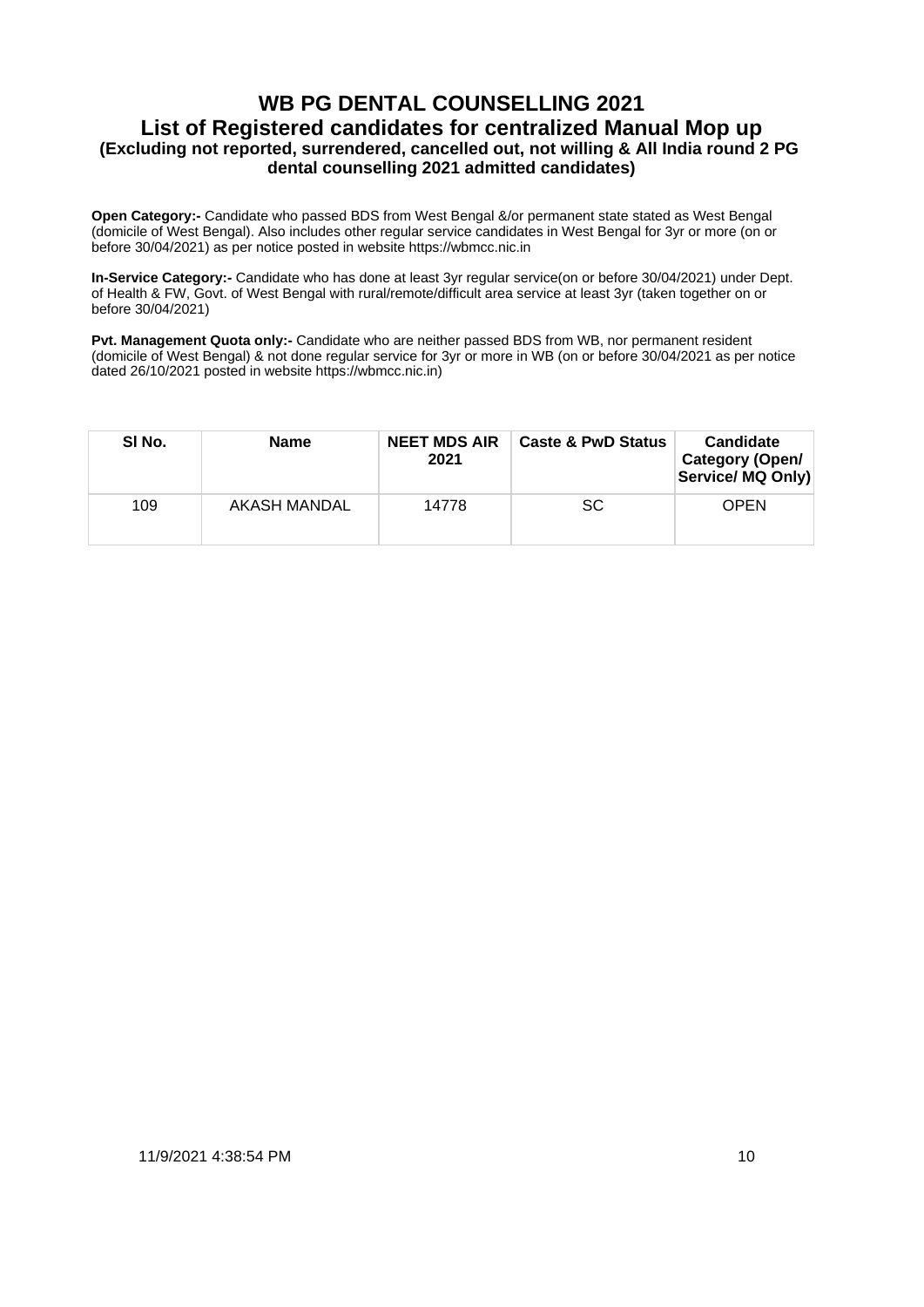# WB PG DENTAL COUNSELLING 2021

## List of Registered candidates for centralized Manual Mop up

### (Excluding not reported, surrendered, cancelled out, not willing & All India round 2 PG dental counselling 2021 admitted candidates)

**Open Category:-** Candidate who passed BDS from West Bengal &/or permanent state stated as West Bengal (domicile of West Bengal). Also includes other regular service candidates in West Bengal for 3yr or more (on or before 30/04/2021) as per notice posted in website https://wbmcc.nic.in

**In-Service Category:-** Candidate who has done at least 3yr regular service(on or before 30/04/2021) under Dept. of Health & FW, Govt. of West Bengal with rural/remote/difficult area service at least 3yr (taken together on or before 30/04/2021)

**Pvt. Management Quota only:-** Candidate who are neither passed BDS from WB, nor permanent resident (domicile of West Bengal) & not done regular service for 3yr or more in WB (on or before 30/04/2021 as per notice dated 26/10/2021 posted in website https://wbmcc.nic.in)

| Sl No. | Name | NEET MDS AIR 2021 | Caste & PwD Status | Candidate Category (Open/ Service/ MQ Only) |
|---|---|---|---|---|
| 109 | AKASH MANDAL | 14778 | SC | OPEN |

11/9/2021 4:38:54 PM